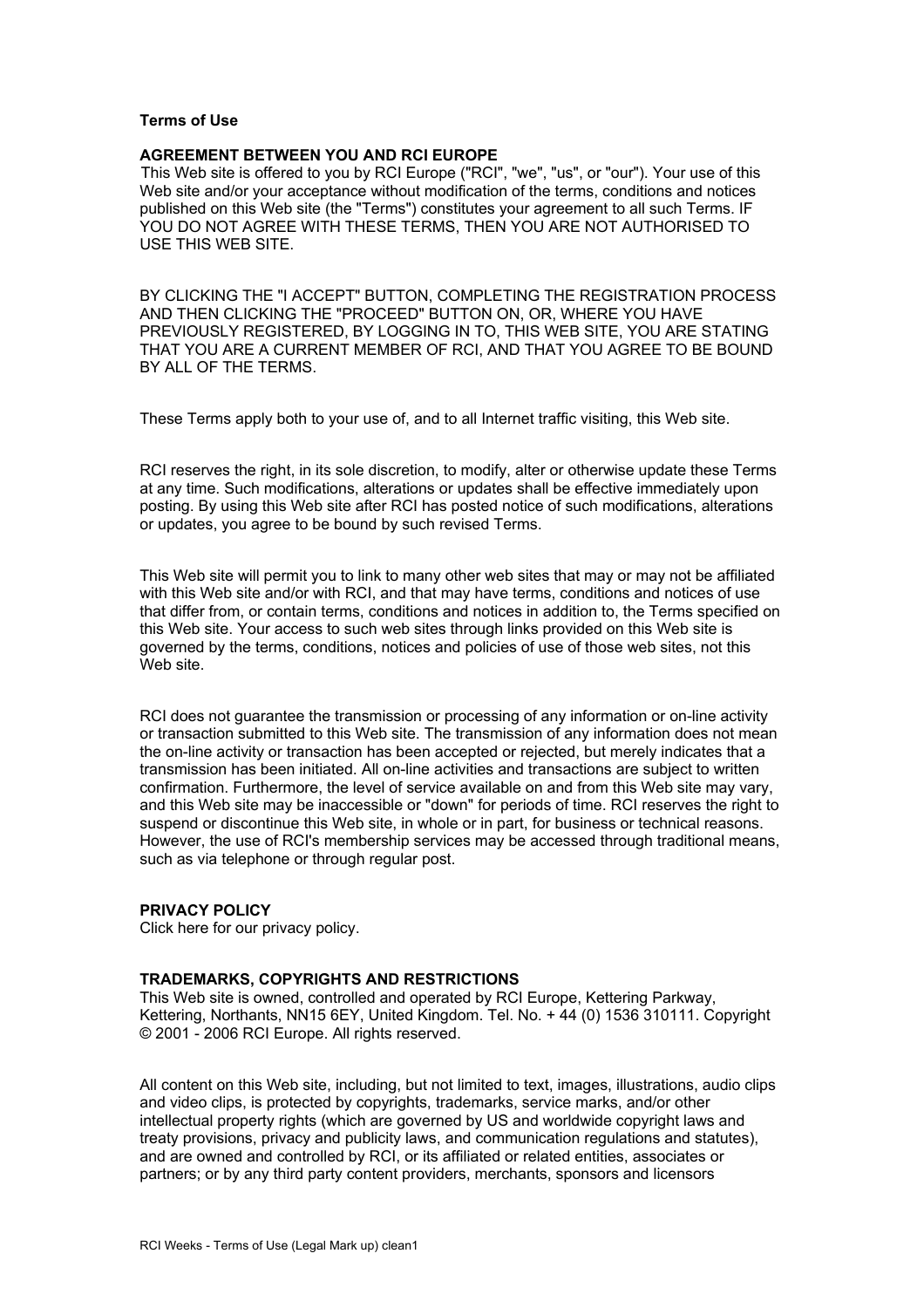**Terms of Use**

**AGREEMENT BETWEEN YOU AND RCI EUROPE**

This Web site is offered to you by RCI Europe ("RCI", "we", "us", or "our"). Your use of this Web site and/or your acceptance without modification of the terms, conditions and notices published on this Web site (the "Terms") constitutes your agreement to all such Terms. IF YOU DO NOT AGREE WITH THESE TERMS, THEN YOU ARE NOT AUTHORISED TO USE THIS WEB SITE.

BY CLICKING THE "I ACCEPT" BUTTON, COMPLETING THE REGISTRATION PROCESS AND THEN CLICKING THE "PROCEED" BUTTON ON, OR, WHERE YOU HAVE PREVIOUSLY REGISTERED, BY LOGGING IN TO, THIS WEB SITE, YOU ARE STATING THAT YOU ARE A CURRENT MEMBER OF RCI, AND THAT YOU AGREE TO BE BOUND BY ALL OF THE TERMS.

These Terms apply both to your use of, and to all Internet traffic visiting, this Web site.

RCI reserves the right, in its sole discretion, to modify, alter or otherwise update these Terms at any time. Such modifications, alterations or updates shall be effective immediately upon posting. By using this Web site after RCI has posted notice of such modifications, alterations or updates, you agree to be bound by such revised Terms.

This Web site will permit you to link to many other web sites that may or may not be affiliated with this Web site and/or with RCI, and that may have terms, conditions and notices of use that differ from, or contain terms, conditions and notices in addition to, the Terms specified on this Web site. Your access to such web sites through links provided on this Web site is governed by the terms, conditions, notices and policies of use of those web sites, not this Web site.

RCI does not guarantee the transmission or processing of any information or on-line activity or transaction submitted to this Web site. The transmission of any information does not mean the on-line activity or transaction has been accepted or rejected, but merely indicates that a transmission has been initiated. All on-line activities and transactions are subject to written confirmation. Furthermore, the level of service available on and from this Web site may vary, and this Web site may be inaccessible or "down" for periods of time. RCI reserves the right to suspend or discontinue this Web site, in whole or in part, for business or technical reasons. However, the use of RCI's membership services may be accessed through traditional means, such as via telephone or through regular post.

**PRIVACY POLICY**

Click here for our privacy policy.

**TRADEMARKS, COPYRIGHTS AND RESTRICTIONS**

This Web site is owned, controlled and operated by RCI Europe, Kettering Parkway, Kettering, Northants, NN15 6EY, United Kingdom. Tel. No. + 44 (0) 1536 310111. Copyright © 2001 - 2006 RCI Europe. All rights reserved.

All content on this Web site, including, but not limited to text, images, illustrations, audio clips and video clips, is protected by copyrights, trademarks, service marks, and/or other intellectual property rights (which are governed by US and worldwide copyright laws and treaty provisions, privacy and publicity laws, and communication regulations and statutes), and are owned and controlled by RCI, or its affiliated or related entities, associates or partners; or by any third party content providers, merchants, sponsors and licensors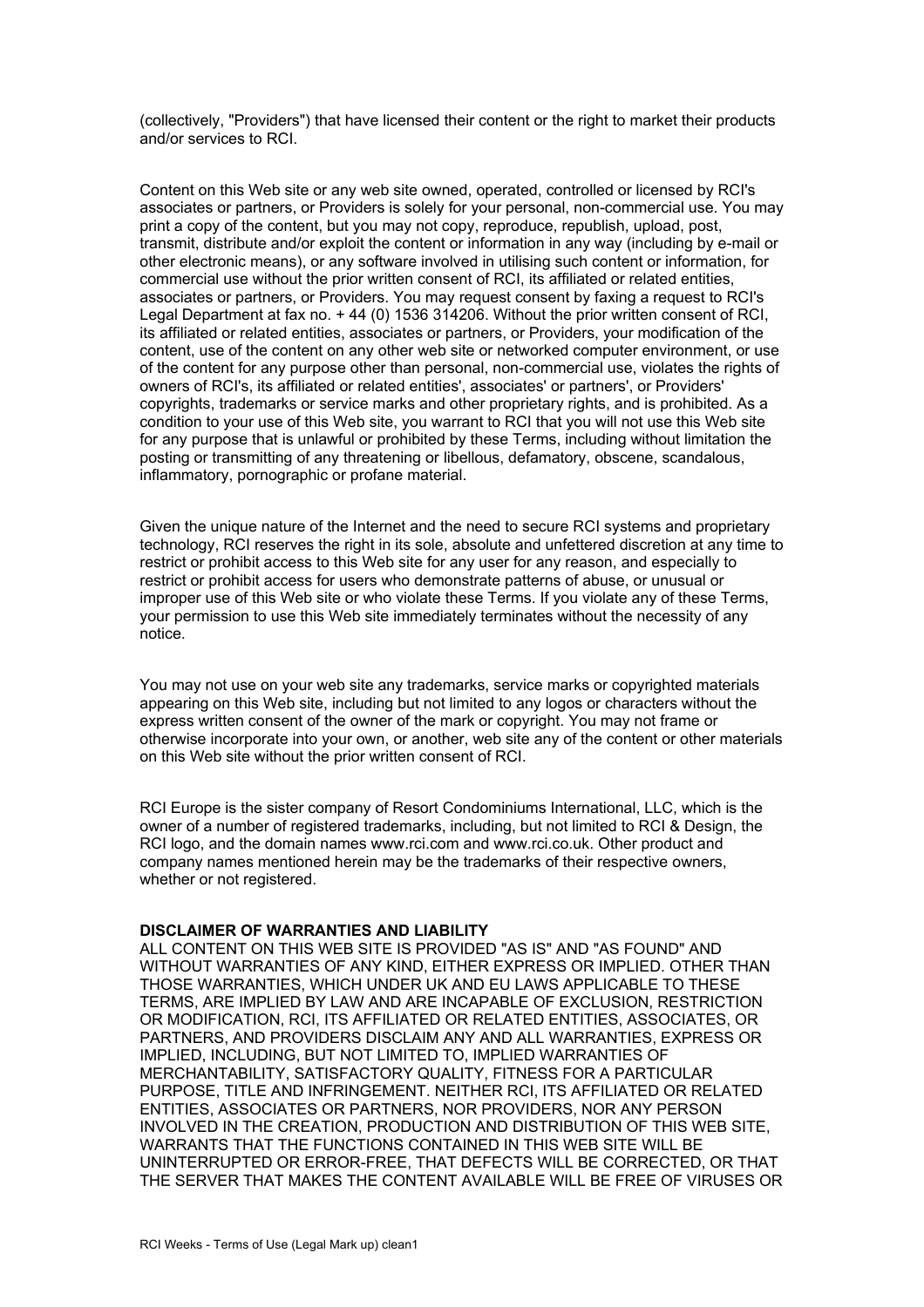(collectively, "Providers") that have licensed their content or the right to market their products and/or services to RCI.

Content on this Web site or any web site owned, operated, controlled or licensed by RCI's associates or partners, or Providers is solely for your personal, non-commercial use. You may print a copy of the content, but you may not copy, reproduce, republish, upload, post, transmit, distribute and/or exploit the content or information in any way (including by e-mail or other electronic means), or any software involved in utilising such content or information, for commercial use without the prior written consent of RCI, its affiliated or related entities, associates or partners, or Providers. You may request consent by faxing a request to RCI's Legal Department at fax no. + 44 (0) 1536 314206. Without the prior written consent of RCI, its affiliated or related entities, associates or partners, or Providers, your modification of the content, use of the content on any other web site or networked computer environment, or use of the content for any purpose other than personal, non-commercial use, violates the rights of owners of RCI's, its affiliated or related entities', associates' or partners', or Providers' copyrights, trademarks or service marks and other proprietary rights, and is prohibited. As a condition to your use of this Web site, you warrant to RCI that you will not use this Web site for any purpose that is unlawful or prohibited by these Terms, including without limitation the posting or transmitting of any threatening or libellous, defamatory, obscene, scandalous, inflammatory, pornographic or profane material.

Given the unique nature of the Internet and the need to secure RCI systems and proprietary technology, RCI reserves the right in its sole, absolute and unfettered discretion at any time to restrict or prohibit access to this Web site for any user for any reason, and especially to restrict or prohibit access for users who demonstrate patterns of abuse, or unusual or improper use of this Web site or who violate these Terms. If you violate any of these Terms, your permission to use this Web site immediately terminates without the necessity of any notice.

You may not use on your web site any trademarks, service marks or copyrighted materials appearing on this Web site, including but not limited to any logos or characters without the express written consent of the owner of the mark or copyright. You may not frame or otherwise incorporate into your own, or another, web site any of the content or other materials on this Web site without the prior written consent of RCI.

RCI Europe is the sister company of Resort Condominiums International, LLC, which is the owner of a number of registered trademarks, including, but not limited to RCI & Design, the RCI logo, and the domain names www.rci.com and www.rci.co.uk. Other product and company names mentioned herein may be the trademarks of their respective owners, whether or not registered.

**DISCLAIMER OF WARRANTIES AND LIABILITY**

ALL CONTENT ON THIS WEB SITE IS PROVIDED "AS IS" AND "AS FOUND" AND WITHOUT WARRANTIES OF ANY KIND, EITHER EXPRESS OR IMPLIED. OTHER THAN THOSE WARRANTIES, WHICH UNDER UK AND EU LAWS APPLICABLE TO THESE TERMS, ARE IMPLIED BY LAW AND ARE INCAPABLE OF EXCLUSION, RESTRICTION OR MODIFICATION, RCI, ITS AFFILIATED OR RELATED ENTITIES, ASSOCIATES, OR PARTNERS, AND PROVIDERS DISCLAIM ANY AND ALL WARRANTIES, EXPRESS OR IMPLIED, INCLUDING, BUT NOT LIMITED TO, IMPLIED WARRANTIES OF MERCHANTABILITY, SATISFACTORY QUALITY, FITNESS FOR A PARTICULAR PURPOSE, TITLE AND INFRINGEMENT. NEITHER RCI, ITS AFFILIATED OR RELATED ENTITIES, ASSOCIATES OR PARTNERS, NOR PROVIDERS, NOR ANY PERSON INVOLVED IN THE CREATION, PRODUCTION AND DISTRIBUTION OF THIS WEB SITE, WARRANTS THAT THE FUNCTIONS CONTAINED IN THIS WEB SITE WILL BE UNINTERRUPTED OR ERROR-FREE, THAT DEFECTS WILL BE CORRECTED, OR THAT THE SERVER THAT MAKES THE CONTENT AVAILABLE WILL BE FREE OF VIRUSES OR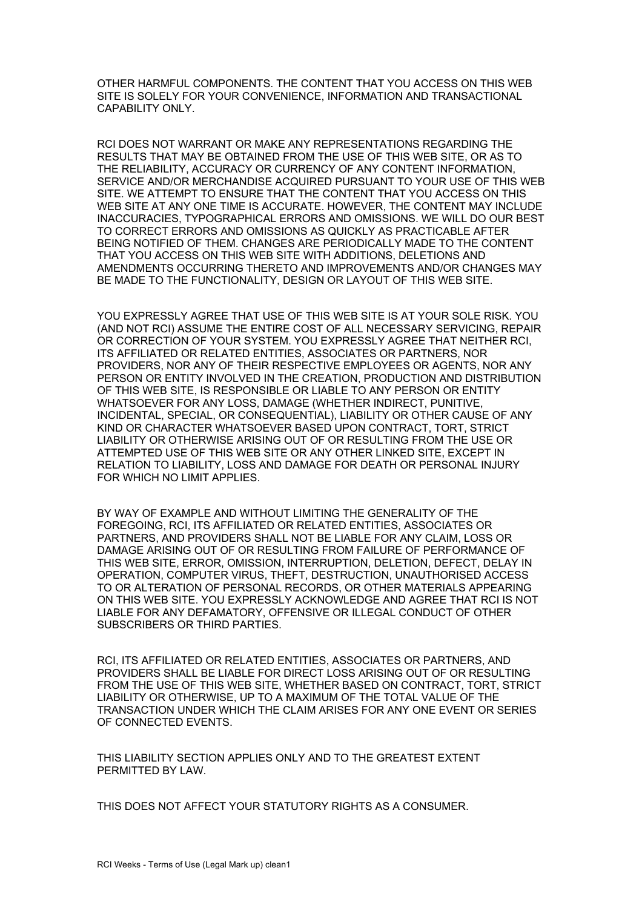OTHER HARMFUL COMPONENTS. THE CONTENT THAT YOU ACCESS ON THIS WEB SITE IS SOLELY FOR YOUR CONVENIENCE, INFORMATION AND TRANSACTIONAL CAPABILITY ONLY.

RCI DOES NOT WARRANT OR MAKE ANY REPRESENTATIONS REGARDING THE RESULTS THAT MAY BE OBTAINED FROM THE USE OF THIS WEB SITE, OR AS TO THE RELIABILITY, ACCURACY OR CURRENCY OF ANY CONTENT INFORMATION, SERVICE AND/OR MERCHANDISE ACQUIRED PURSUANT TO YOUR USE OF THIS WEB SITE. WE ATTEMPT TO ENSURE THAT THE CONTENT THAT YOU ACCESS ON THIS WEB SITE AT ANY ONE TIME IS ACCURATE. HOWEVER, THE CONTENT MAY INCLUDE INACCURACIES, TYPOGRAPHICAL ERRORS AND OMISSIONS. WE WILL DO OUR BEST TO CORRECT ERRORS AND OMISSIONS AS QUICKLY AS PRACTICABLE AFTER BEING NOTIFIED OF THEM. CHANGES ARE PERIODICALLY MADE TO THE CONTENT THAT YOU ACCESS ON THIS WEB SITE WITH ADDITIONS, DELETIONS AND AMENDMENTS OCCURRING THERETO AND IMPROVEMENTS AND/OR CHANGES MAY BE MADE TO THE FUNCTIONALITY, DESIGN OR LAYOUT OF THIS WEB SITE.

YOU EXPRESSLY AGREE THAT USE OF THIS WEB SITE IS AT YOUR SOLE RISK. YOU (AND NOT RCI) ASSUME THE ENTIRE COST OF ALL NECESSARY SERVICING, REPAIR OR CORRECTION OF YOUR SYSTEM. YOU EXPRESSLY AGREE THAT NEITHER RCI, ITS AFFILIATED OR RELATED ENTITIES, ASSOCIATES OR PARTNERS, NOR PROVIDERS, NOR ANY OF THEIR RESPECTIVE EMPLOYEES OR AGENTS, NOR ANY PERSON OR ENTITY INVOLVED IN THE CREATION, PRODUCTION AND DISTRIBUTION OF THIS WEB SITE, IS RESPONSIBLE OR LIABLE TO ANY PERSON OR ENTITY WHATSOEVER FOR ANY LOSS, DAMAGE (WHETHER INDIRECT, PUNITIVE, INCIDENTAL, SPECIAL, OR CONSEQUENTIAL), LIABILITY OR OTHER CAUSE OF ANY KIND OR CHARACTER WHATSOEVER BASED UPON CONTRACT, TORT, STRICT LIABILITY OR OTHERWISE ARISING OUT OF OR RESULTING FROM THE USE OR ATTEMPTED USE OF THIS WEB SITE OR ANY OTHER LINKED SITE, EXCEPT IN RELATION TO LIABILITY, LOSS AND DAMAGE FOR DEATH OR PERSONAL INJURY FOR WHICH NO LIMIT APPLIES.

BY WAY OF EXAMPLE AND WITHOUT LIMITING THE GENERALITY OF THE FOREGOING, RCI, ITS AFFILIATED OR RELATED ENTITIES, ASSOCIATES OR PARTNERS, AND PROVIDERS SHALL NOT BE LIABLE FOR ANY CLAIM, LOSS OR DAMAGE ARISING OUT OF OR RESULTING FROM FAILURE OF PERFORMANCE OF THIS WEB SITE, ERROR, OMISSION, INTERRUPTION, DELETION, DEFECT, DELAY IN OPERATION, COMPUTER VIRUS, THEFT, DESTRUCTION, UNAUTHORISED ACCESS TO OR ALTERATION OF PERSONAL RECORDS, OR OTHER MATERIALS APPEARING ON THIS WEB SITE. YOU EXPRESSLY ACKNOWLEDGE AND AGREE THAT RCI IS NOT LIABLE FOR ANY DEFAMATORY, OFFENSIVE OR ILLEGAL CONDUCT OF OTHER SUBSCRIBERS OR THIRD PARTIES.

RCI, ITS AFFILIATED OR RELATED ENTITIES, ASSOCIATES OR PARTNERS, AND PROVIDERS SHALL BE LIABLE FOR DIRECT LOSS ARISING OUT OF OR RESULTING FROM THE USE OF THIS WEB SITE, WHETHER BASED ON CONTRACT, TORT, STRICT LIABILITY OR OTHERWISE, UP TO A MAXIMUM OF THE TOTAL VALUE OF THE TRANSACTION UNDER WHICH THE CLAIM ARISES FOR ANY ONE EVENT OR SERIES OF CONNECTED EVENTS.

THIS LIABILITY SECTION APPLIES ONLY AND TO THE GREATEST EXTENT PERMITTED BY LAW.

THIS DOES NOT AFFECT YOUR STATUTORY RIGHTS AS A CONSUMER.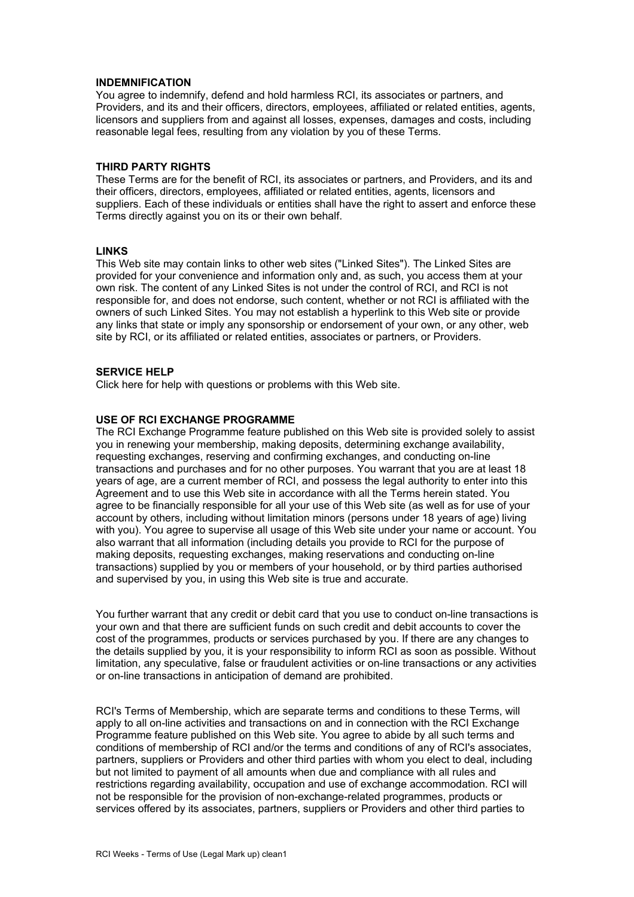## INDEMNIFICATION

You agree to indemnify, defend and hold harmless RCI, its associates or partners, and Providers, and its and their officers, directors, employees, affiliated or related entities, agents, licensors and suppliers from and against all losses, expenses, damages and costs, including reasonable legal fees, resulting from any violation by you of these Terms.

## THIRD PARTY RIGHTS

These Terms are for the benefit of RCI, its associates or partners, and Providers, and its and their officers, directors, employees, affiliated or related entities, agents, licensors and suppliers. Each of these individuals or entities shall have the right to assert and enforce these Terms directly against you on its or their own behalf.

## LINKS

This Web site may contain links to other web sites ("Linked Sites"). The Linked Sites are provided for your convenience and information only and, as such, you access them at your own risk. The content of any Linked Sites is not under the control of RCI, and RCI is not responsible for, and does not endorse, such content, whether or not RCI is affiliated with the owners of such Linked Sites. You may not establish a hyperlink to this Web site or provide any links that state or imply any sponsorship or endorsement of your own, or any other, web site by RCI, or its affiliated or related entities, associates or partners, or Providers.

## SERVICE HELP

Click here for help with questions or problems with this Web site.

## USE OF RCI EXCHANGE PROGRAMME

The RCI Exchange Programme feature published on this Web site is provided solely to assist you in renewing your membership, making deposits, determining exchange availability, requesting exchanges, reserving and confirming exchanges, and conducting on-line transactions and purchases and for no other purposes. You warrant that you are at least 18 years of age, are a current member of RCI, and possess the legal authority to enter into this Agreement and to use this Web site in accordance with all the Terms herein stated. You agree to be financially responsible for all your use of this Web site (as well as for use of your account by others, including without limitation minors (persons under 18 years of age) living with you). You agree to supervise all usage of this Web site under your name or account. You also warrant that all information (including details you provide to RCI for the purpose of making deposits, requesting exchanges, making reservations and conducting on-line transactions) supplied by you or members of your household, or by third parties authorised and supervised by you, in using this Web site is true and accurate.

You further warrant that any credit or debit card that you use to conduct on-line transactions is your own and that there are sufficient funds on such credit and debit accounts to cover the cost of the programmes, products or services purchased by you. If there are any changes to the details supplied by you, it is your responsibility to inform RCI as soon as possible. Without limitation, any speculative, false or fraudulent activities or on-line transactions or any activities or on-line transactions in anticipation of demand are prohibited.

RCI's Terms of Membership, which are separate terms and conditions to these Terms, will apply to all on-line activities and transactions on and in connection with the RCI Exchange Programme feature published on this Web site. You agree to abide by all such terms and conditions of membership of RCI and/or the terms and conditions of any of RCI's associates, partners, suppliers or Providers and other third parties with whom you elect to deal, including but not limited to payment of all amounts when due and compliance with all rules and restrictions regarding availability, occupation and use of exchange accommodation. RCI will not be responsible for the provision of non-exchange-related programmes, products or services offered by its associates, partners, suppliers or Providers and other third parties to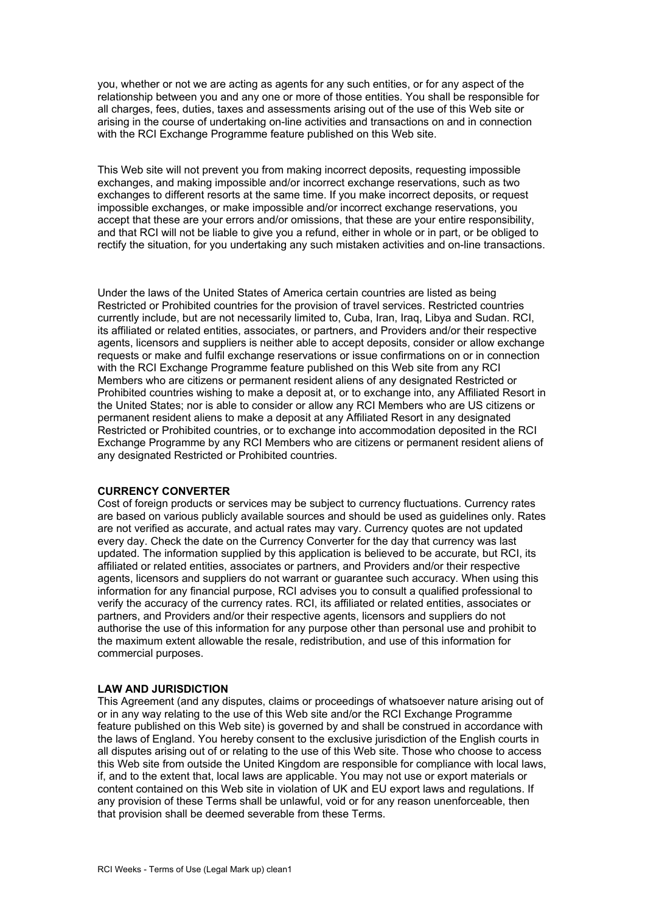you, whether or not we are acting as agents for any such entities, or for any aspect of the relationship between you and any one or more of those entities. You shall be responsible for all charges, fees, duties, taxes and assessments arising out of the use of this Web site or arising in the course of undertaking on-line activities and transactions on and in connection with the RCI Exchange Programme feature published on this Web site.

This Web site will not prevent you from making incorrect deposits, requesting impossible exchanges, and making impossible and/or incorrect exchange reservations, such as two exchanges to different resorts at the same time. If you make incorrect deposits, or request impossible exchanges, or make impossible and/or incorrect exchange reservations, you accept that these are your errors and/or omissions, that these are your entire responsibility, and that RCI will not be liable to give you a refund, either in whole or in part, or be obliged to rectify the situation, for you undertaking any such mistaken activities and on-line transactions.

Under the laws of the United States of America certain countries are listed as being Restricted or Prohibited countries for the provision of travel services. Restricted countries currently include, but are not necessarily limited to, Cuba, Iran, Iraq, Libya and Sudan. RCI, its affiliated or related entities, associates, or partners, and Providers and/or their respective agents, licensors and suppliers is neither able to accept deposits, consider or allow exchange requests or make and fulfil exchange reservations or issue confirmations on or in connection with the RCI Exchange Programme feature published on this Web site from any RCI Members who are citizens or permanent resident aliens of any designated Restricted or Prohibited countries wishing to make a deposit at, or to exchange into, any Affiliated Resort in the United States; nor is able to consider or allow any RCI Members who are US citizens or permanent resident aliens to make a deposit at any Affiliated Resort in any designated Restricted or Prohibited countries, or to exchange into accommodation deposited in the RCI Exchange Programme by any RCI Members who are citizens or permanent resident aliens of any designated Restricted or Prohibited countries.

**CURRENCY CONVERTER**

Cost of foreign products or services may be subject to currency fluctuations. Currency rates are based on various publicly available sources and should be used as guidelines only. Rates are not verified as accurate, and actual rates may vary. Currency quotes are not updated every day. Check the date on the Currency Converter for the day that currency was last updated. The information supplied by this application is believed to be accurate, but RCI, its affiliated or related entities, associates or partners, and Providers and/or their respective agents, licensors and suppliers do not warrant or guarantee such accuracy. When using this information for any financial purpose, RCI advises you to consult a qualified professional to verify the accuracy of the currency rates. RCI, its affiliated or related entities, associates or partners, and Providers and/or their respective agents, licensors and suppliers do not authorise the use of this information for any purpose other than personal use and prohibit to the maximum extent allowable the resale, redistribution, and use of this information for commercial purposes.

**LAW AND JURISDICTION**

This Agreement (and any disputes, claims or proceedings of whatsoever nature arising out of or in any way relating to the use of this Web site and/or the RCI Exchange Programme feature published on this Web site) is governed by and shall be construed in accordance with the laws of England. You hereby consent to the exclusive jurisdiction of the English courts in all disputes arising out of or relating to the use of this Web site. Those who choose to access this Web site from outside the United Kingdom are responsible for compliance with local laws, if, and to the extent that, local laws are applicable. You may not use or export materials or content contained on this Web site in violation of UK and EU export laws and regulations. If any provision of these Terms shall be unlawful, void or for any reason unenforceable, then that provision shall be deemed severable from these Terms.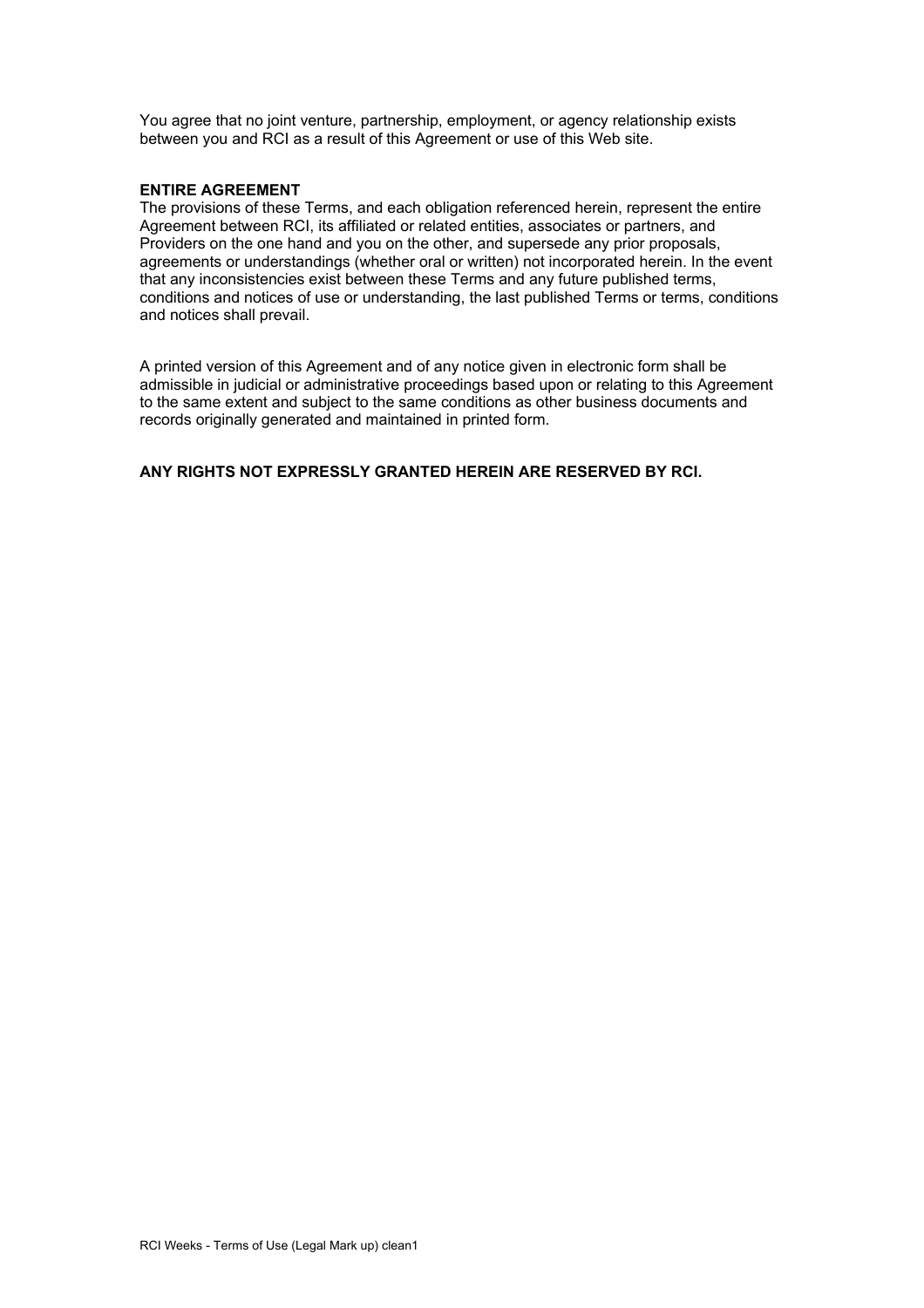You agree that no joint venture, partnership, employment, or agency relationship exists between you and RCI as a result of this Agreement or use of this Web site.

**ENTIRE AGREEMENT**

The provisions of these Terms, and each obligation referenced herein, represent the entire Agreement between RCI, its affiliated or related entities, associates or partners, and Providers on the one hand and you on the other, and supersede any prior proposals, agreements or understandings (whether oral or written) not incorporated herein. In the event that any inconsistencies exist between these Terms and any future published terms, conditions and notices of use or understanding, the last published Terms or terms, conditions and notices shall prevail.

A printed version of this Agreement and of any notice given in electronic form shall be admissible in judicial or administrative proceedings based upon or relating to this Agreement to the same extent and subject to the same conditions as other business documents and records originally generated and maintained in printed form.

**ANY RIGHTS NOT EXPRESSLY GRANTED HEREIN ARE RESERVED BY RCI.**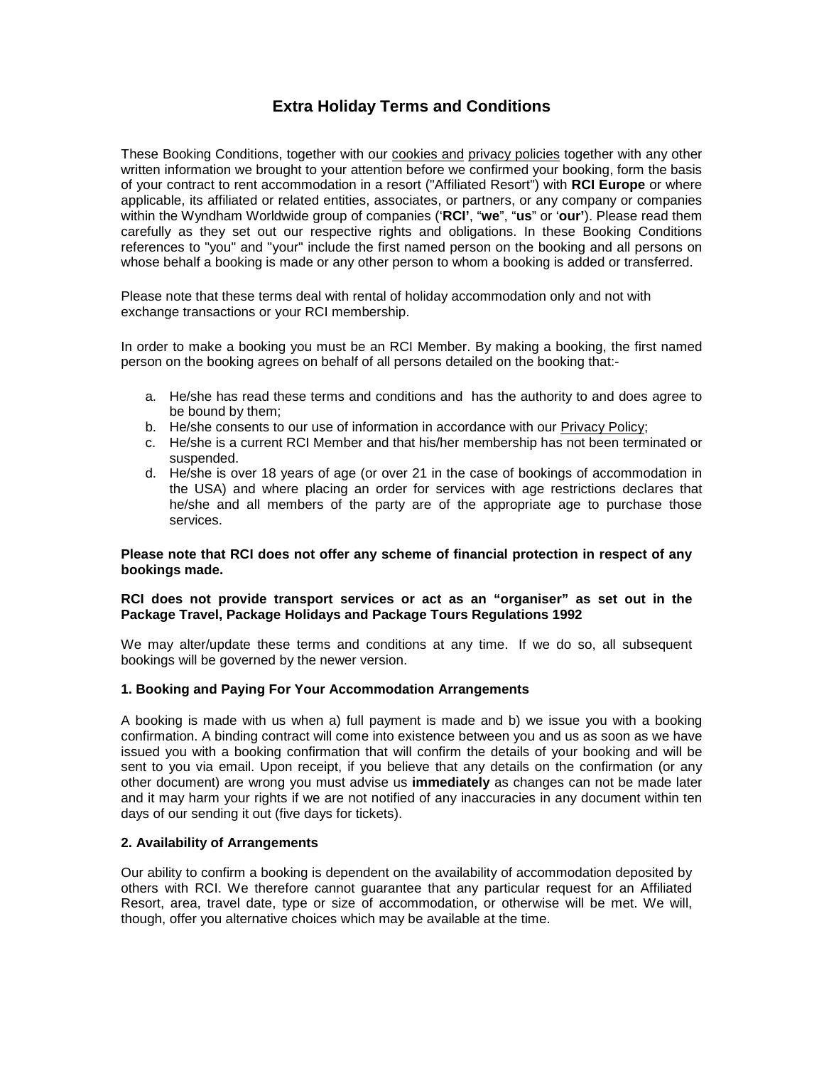# Extra Holiday Terms and Conditions

These Booking Conditions, together with our cookies and privacy policies together with any other written information we brought to your attention before we confirmed your booking, form the basis of your contract to rent accommodation in a resort ("Affiliated Resort") with **RCI Europe** or where applicable, its affiliated or related entities, associates, or partners, or any company or companies within the Wyndham Worldwide group of companies ('**RCI**', "**we**", "**us**" or '**our**'). Please read them carefully as they set out our respective rights and obligations. In these Booking Conditions references to "you" and "your" include the first named person on the booking and all persons on whose behalf a booking is made or any other person to whom a booking is added or transferred.

Please note that these terms deal with rental of holiday accommodation only and not with exchange transactions or your RCI membership.

In order to make a booking you must be an RCI Member. By making a booking, the first named person on the booking agrees on behalf of all persons detailed on the booking that:-

a. He/she has read these terms and conditions and has the authority to and does agree to be bound by them;
b. He/she consents to our use of information in accordance with our Privacy Policy;
c. He/she is a current RCI Member and that his/her membership has not been terminated or suspended.
d. He/she is over 18 years of age (or over 21 in the case of bookings of accommodation in the USA) and where placing an order for services with age restrictions declares that he/she and all members of the party are of the appropriate age to purchase those services.

**Please note that RCI does not offer any scheme of financial protection in respect of any bookings made.**

**RCI does not provide transport services or act as an "organiser" as set out in the Package Travel, Package Holidays and Package Tours Regulations 1992**

We may alter/update these terms and conditions at any time. If we do so, all subsequent bookings will be governed by the newer version.

### 1. Booking and Paying For Your Accommodation Arrangements

A booking is made with us when a) full payment is made and b) we issue you with a booking confirmation. A binding contract will come into existence between you and us as soon as we have issued you with a booking confirmation that will confirm the details of your booking and will be sent to you via email. Upon receipt, if you believe that any details on the confirmation (or any other document) are wrong you must advise us **immediately** as changes can not be made later and it may harm your rights if we are not notified of any inaccuracies in any document within ten days of our sending it out (five days for tickets).

### 2. Availability of Arrangements

Our ability to confirm a booking is dependent on the availability of accommodation deposited by others with RCI. We therefore cannot guarantee that any particular request for an Affiliated Resort, area, travel date, type or size of accommodation, or otherwise will be met. We will, though, offer you alternative choices which may be available at the time.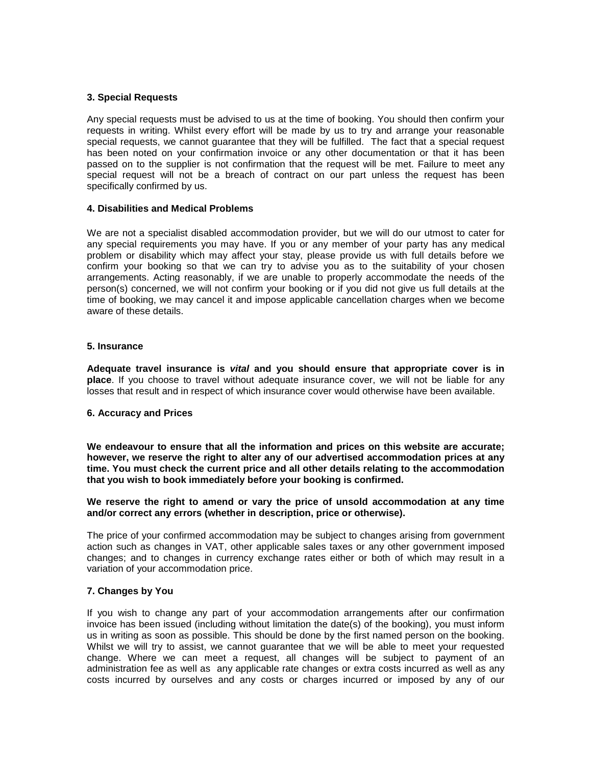**3. Special Requests**

Any special requests must be advised to us at the time of booking. You should then confirm your requests in writing. Whilst every effort will be made by us to try and arrange your reasonable special requests, we cannot guarantee that they will be fulfilled. The fact that a special request has been noted on your confirmation invoice or any other documentation or that it has been passed on to the supplier is not confirmation that the request will be met. Failure to meet any special request will not be a breach of contract on our part unless the request has been specifically confirmed by us.

**4. Disabilities and Medical Problems**

We are not a specialist disabled accommodation provider, but we will do our utmost to cater for any special requirements you may have. If you or any member of your party has any medical problem or disability which may affect your stay, please provide us with full details before we confirm your booking so that we can try to advise you as to the suitability of your chosen arrangements. Acting reasonably, if we are unable to properly accommodate the needs of the person(s) concerned, we will not confirm your booking or if you did not give us full details at the time of booking, we may cancel it and impose applicable cancellation charges when we become aware of these details.

**5. Insurance**

**Adequate travel insurance is *vital* and you should ensure that appropriate cover is in place**. If you choose to travel without adequate insurance cover, we will not be liable for any losses that result and in respect of which insurance cover would otherwise have been available.

**6. Accuracy and Prices**

**We endeavour to ensure that all the information and prices on this website are accurate; however, we reserve the right to alter any of our advertised accommodation prices at any time. You must check the current price and all other details relating to the accommodation that you wish to book immediately before your booking is confirmed.**

**We reserve the right to amend or vary the price of unsold accommodation at any time and/or correct any errors (whether in description, price or otherwise).**

The price of your confirmed accommodation may be subject to changes arising from government action such as changes in VAT, other applicable sales taxes or any other government imposed changes; and to changes in currency exchange rates either or both of which may result in a variation of your accommodation price.

**7. Changes by You**

If you wish to change any part of your accommodation arrangements after our confirmation invoice has been issued (including without limitation the date(s) of the booking), you must inform us in writing as soon as possible. This should be done by the first named person on the booking. Whilst we will try to assist, we cannot guarantee that we will be able to meet your requested change. Where we can meet a request, all changes will be subject to payment of an administration fee as well as any applicable rate changes or extra costs incurred as well as any costs incurred by ourselves and any costs or charges incurred or imposed by any of our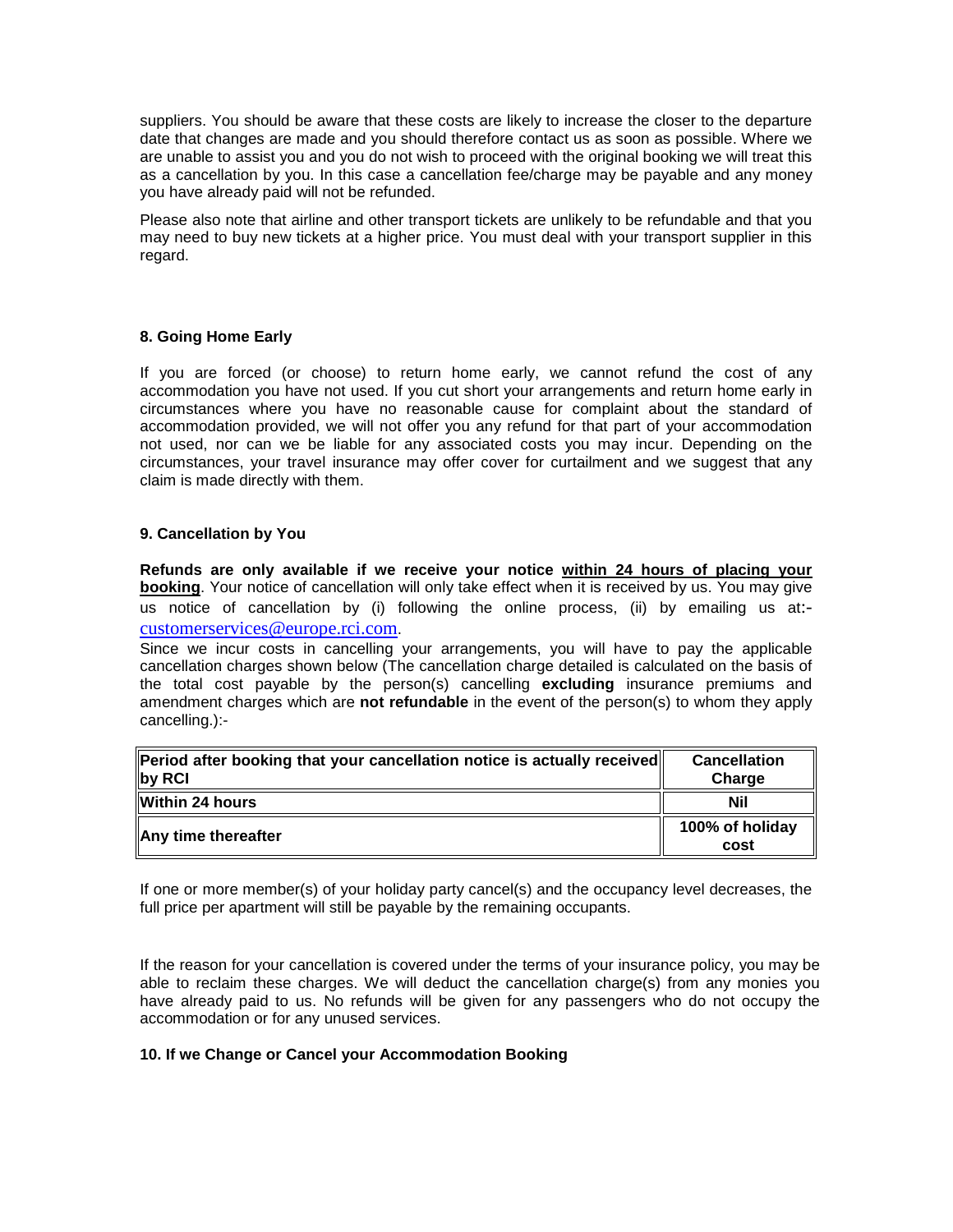suppliers. You should be aware that these costs are likely to increase the closer to the departure date that changes are made and you should therefore contact us as soon as possible. Where we are unable to assist you and you do not wish to proceed with the original booking we will treat this as a cancellation by you. In this case a cancellation fee/charge may be payable and any money you have already paid will not be refunded.

Please also note that airline and other transport tickets are unlikely to be refundable and that you may need to buy new tickets at a higher price. You must deal with your transport supplier in this regard.

### 8. Going Home Early

If you are forced (or choose) to return home early, we cannot refund the cost of any accommodation you have not used. If you cut short your arrangements and return home early in circumstances where you have no reasonable cause for complaint about the standard of accommodation provided, we will not offer you any refund for that part of your accommodation not used, nor can we be liable for any associated costs you may incur. Depending on the circumstances, your travel insurance may offer cover for curtailment and we suggest that any claim is made directly with them.

### 9. Cancellation by You

**Refunds are only available if we receive your notice <u>within 24 hours of placing your booking</u>**. Your notice of cancellation will only take effect when it is received by us. You may give us notice of cancellation by (i) following the online process, (ii) by emailing us at:- customerservices@europe.rci.com.

Since we incur costs in cancelling your arrangements, you will have to pay the applicable cancellation charges shown below (The cancellation charge detailed is calculated on the basis of the total cost payable by the person(s) cancelling **excluding** insurance premiums and amendment charges which are **not refundable** in the event of the person(s) to whom they apply cancelling.):-

| Period after booking that your cancellation notice is actually received by RCI | Cancellation Charge |
|---|---|
| **Within 24 hours** | **Nil** |
| **Any time thereafter** | **100% of holiday cost** |

If one or more member(s) of your holiday party cancel(s) and the occupancy level decreases, the full price per apartment will still be payable by the remaining occupants.

If the reason for your cancellation is covered under the terms of your insurance policy, you may be able to reclaim these charges. We will deduct the cancellation charge(s) from any monies you have already paid to us. No refunds will be given for any passengers who do not occupy the accommodation or for any unused services.

### 10. If we Change or Cancel your Accommodation Booking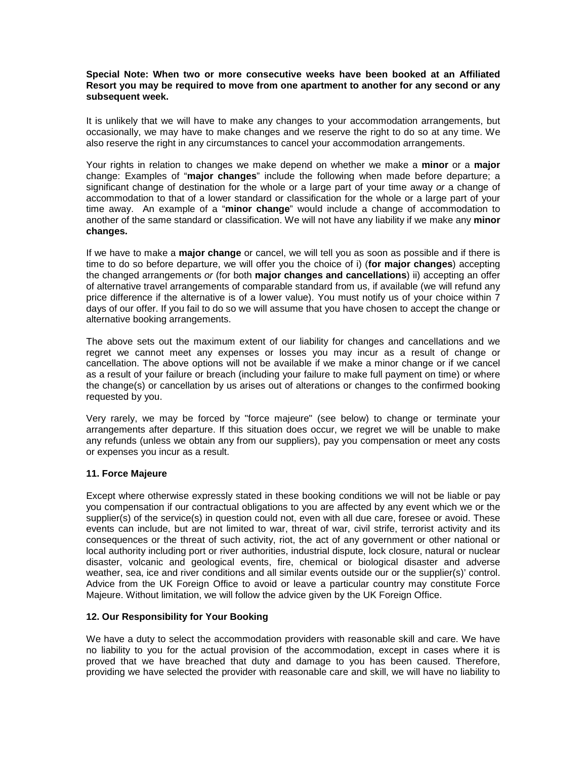**Special Note: When two or more consecutive weeks have been booked at an Affiliated Resort you may be required to move from one apartment to another for any second or any subsequent week.**

It is unlikely that we will have to make any changes to your accommodation arrangements, but occasionally, we may have to make changes and we reserve the right to do so at any time. We also reserve the right in any circumstances to cancel your accommodation arrangements.

Your rights in relation to changes we make depend on whether we make a **minor** or a **major** change: Examples of "**major changes**" include the following when made before departure; a significant change of destination for the whole or a large part of your time away *or* a change of accommodation to that of a lower standard or classification for the whole or a large part of your time away. An example of a "**minor change**" would include a change of accommodation to another of the same standard or classification. We will not have any liability if we make any **minor changes.**

If we have to make a **major change** or cancel, we will tell you as soon as possible and if there is time to do so before departure, we will offer you the choice of i) (**for major changes**) accepting the changed arrangements *or* (for both **major changes and cancellations**) ii) accepting an offer of alternative travel arrangements of comparable standard from us, if available (we will refund any price difference if the alternative is of a lower value). You must notify us of your choice within 7 days of our offer. If you fail to do so we will assume that you have chosen to accept the change or alternative booking arrangements.

The above sets out the maximum extent of our liability for changes and cancellations and we regret we cannot meet any expenses or losses you may incur as a result of change or cancellation. The above options will not be available if we make a minor change or if we cancel as a result of your failure or breach (including your failure to make full payment on time) or where the change(s) or cancellation by us arises out of alterations or changes to the confirmed booking requested by you.

Very rarely, we may be forced by "force majeure" (see below) to change or terminate your arrangements after departure. If this situation does occur, we regret we will be unable to make any refunds (unless we obtain any from our suppliers), pay you compensation or meet any costs or expenses you incur as a result.

**11. Force Majeure**

Except where otherwise expressly stated in these booking conditions we will not be liable or pay you compensation if our contractual obligations to you are affected by any event which we or the supplier(s) of the service(s) in question could not, even with all due care, foresee or avoid. These events can include, but are not limited to war, threat of war, civil strife, terrorist activity and its consequences or the threat of such activity, riot, the act of any government or other national or local authority including port or river authorities, industrial dispute, lock closure, natural or nuclear disaster, volcanic and geological events, fire, chemical or biological disaster and adverse weather, sea, ice and river conditions and all similar events outside our or the supplier(s)' control. Advice from the UK Foreign Office to avoid or leave a particular country may constitute Force Majeure. Without limitation, we will follow the advice given by the UK Foreign Office.

**12. Our Responsibility for Your Booking**

We have a duty to select the accommodation providers with reasonable skill and care. We have no liability to you for the actual provision of the accommodation, except in cases where it is proved that we have breached that duty and damage to you has been caused. Therefore, providing we have selected the provider with reasonable care and skill, we will have no liability to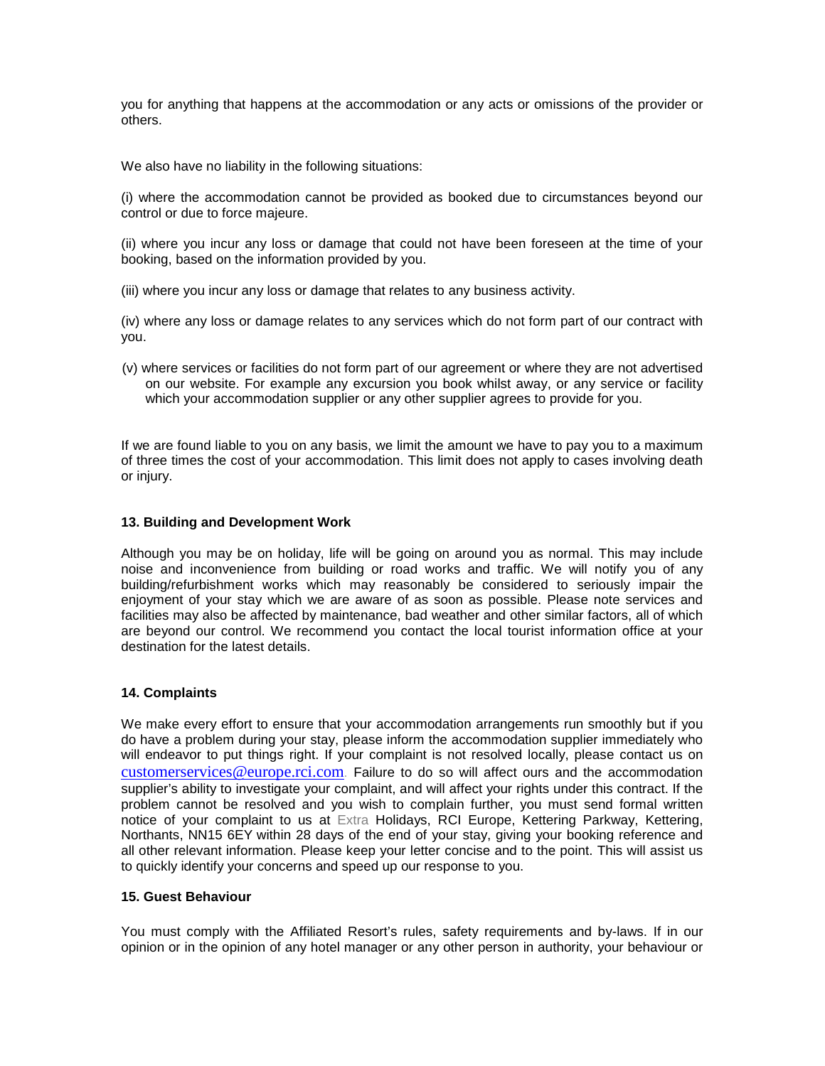you for anything that happens at the accommodation or any acts or omissions of the provider or others.

We also have no liability in the following situations:

(i) where the accommodation cannot be provided as booked due to circumstances beyond our control or due to force majeure.

(ii) where you incur any loss or damage that could not have been foreseen at the time of your booking, based on the information provided by you.

(iii) where you incur any loss or damage that relates to any business activity.

(iv) where any loss or damage relates to any services which do not form part of our contract with you.

(v) where services or facilities do not form part of our agreement or where they are not advertised on our website. For example any excursion you book whilst away, or any service or facility which your accommodation supplier or any other supplier agrees to provide for you.

If we are found liable to you on any basis, we limit the amount we have to pay you to a maximum of three times the cost of your accommodation. This limit does not apply to cases involving death or injury.

**13. Building and Development Work**

Although you may be on holiday, life will be going on around you as normal. This may include noise and inconvenience from building or road works and traffic. We will notify you of any building/refurbishment works which may reasonably be considered to seriously impair the enjoyment of your stay which we are aware of as soon as possible. Please note services and facilities may also be affected by maintenance, bad weather and other similar factors, all of which are beyond our control. We recommend you contact the local tourist information office at your destination for the latest details.

**14. Complaints**

We make every effort to ensure that your accommodation arrangements run smoothly but if you do have a problem during your stay, please inform the accommodation supplier immediately who will endeavor to put things right. If your complaint is not resolved locally, please contact us on customerservices@europe.rci.com. Failure to do so will affect ours and the accommodation supplier's ability to investigate your complaint, and will affect your rights under this contract. If the problem cannot be resolved and you wish to complain further, you must send formal written notice of your complaint to us at Extra Holidays, RCI Europe, Kettering Parkway, Kettering, Northants, NN15 6EY within 28 days of the end of your stay, giving your booking reference and all other relevant information. Please keep your letter concise and to the point. This will assist us to quickly identify your concerns and speed up our response to you.

**15. Guest Behaviour**

You must comply with the Affiliated Resort's rules, safety requirements and by-laws. If in our opinion or in the opinion of any hotel manager or any other person in authority, your behaviour or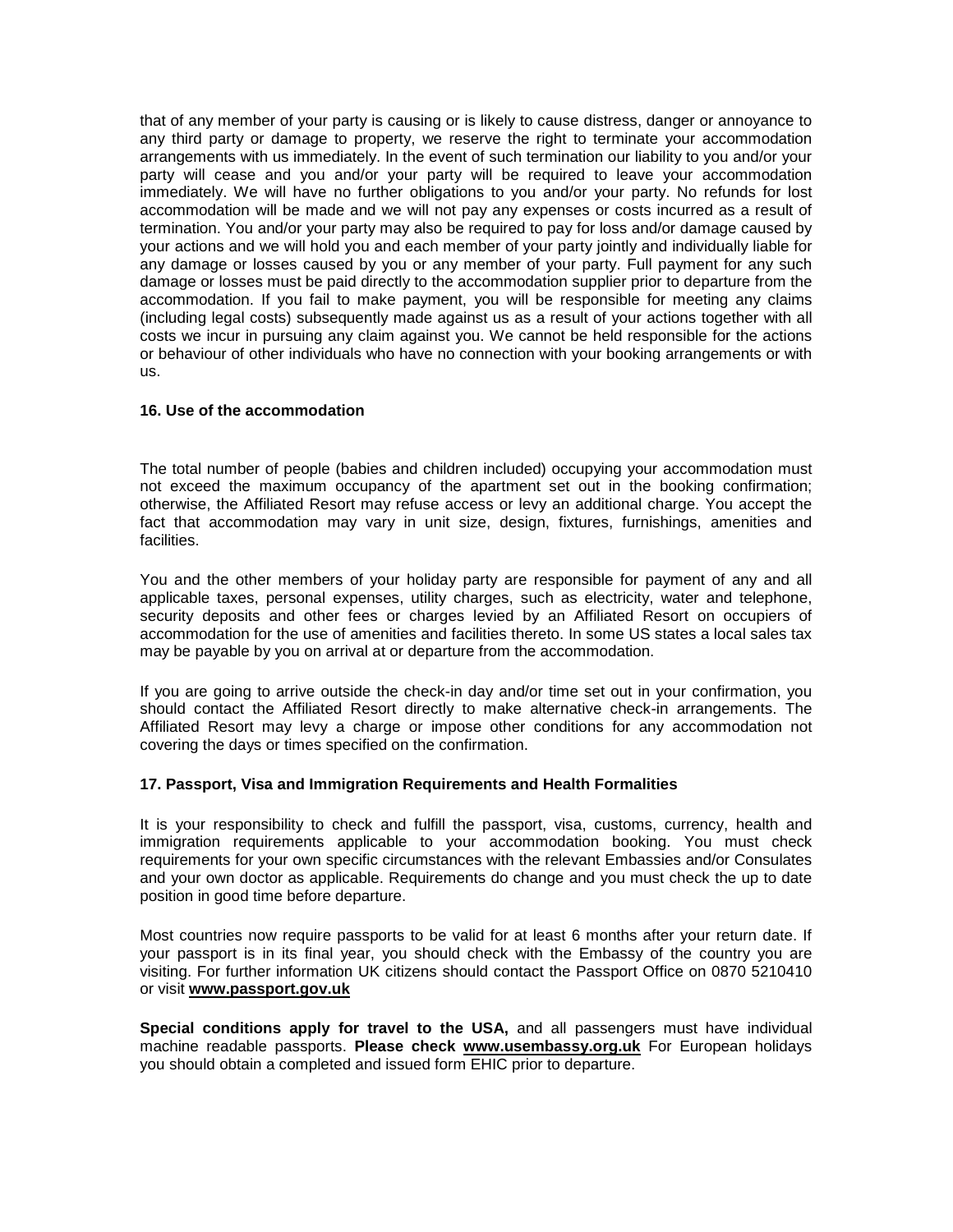that of any member of your party is causing or is likely to cause distress, danger or annoyance to any third party or damage to property, we reserve the right to terminate your accommodation arrangements with us immediately. In the event of such termination our liability to you and/or your party will cease and you and/or your party will be required to leave your accommodation immediately. We will have no further obligations to you and/or your party. No refunds for lost accommodation will be made and we will not pay any expenses or costs incurred as a result of termination. You and/or your party may also be required to pay for loss and/or damage caused by your actions and we will hold you and each member of your party jointly and individually liable for any damage or losses caused by you or any member of your party. Full payment for any such damage or losses must be paid directly to the accommodation supplier prior to departure from the accommodation. If you fail to make payment, you will be responsible for meeting any claims (including legal costs) subsequently made against us as a result of your actions together with all costs we incur in pursuing any claim against you. We cannot be held responsible for the actions or behaviour of other individuals who have no connection with your booking arrangements or with us.

### 16. Use of the accommodation

The total number of people (babies and children included) occupying your accommodation must not exceed the maximum occupancy of the apartment set out in the booking confirmation; otherwise, the Affiliated Resort may refuse access or levy an additional charge. You accept the fact that accommodation may vary in unit size, design, fixtures, furnishings, amenities and facilities.

You and the other members of your holiday party are responsible for payment of any and all applicable taxes, personal expenses, utility charges, such as electricity, water and telephone, security deposits and other fees or charges levied by an Affiliated Resort on occupiers of accommodation for the use of amenities and facilities thereto. In some US states a local sales tax may be payable by you on arrival at or departure from the accommodation.

If you are going to arrive outside the check-in day and/or time set out in your confirmation, you should contact the Affiliated Resort directly to make alternative check-in arrangements. The Affiliated Resort may levy a charge or impose other conditions for any accommodation not covering the days or times specified on the confirmation.

### 17. Passport, Visa and Immigration Requirements and Health Formalities

It is your responsibility to check and fulfill the passport, visa, customs, currency, health and immigration requirements applicable to your accommodation booking. You must check requirements for your own specific circumstances with the relevant Embassies and/or Consulates and your own doctor as applicable. Requirements do change and you must check the up to date position in good time before departure.

Most countries now require passports to be valid for at least 6 months after your return date. If your passport is in its final year, you should check with the Embassy of the country you are visiting. For further information UK citizens should contact the Passport Office on 0870 5210410 or visit **www.passport.gov.uk**

**Special conditions apply for travel to the USA,** and all passengers must have individual machine readable passports. **Please check www.usembassy.org.uk** For European holidays you should obtain a completed and issued form EHIC prior to departure.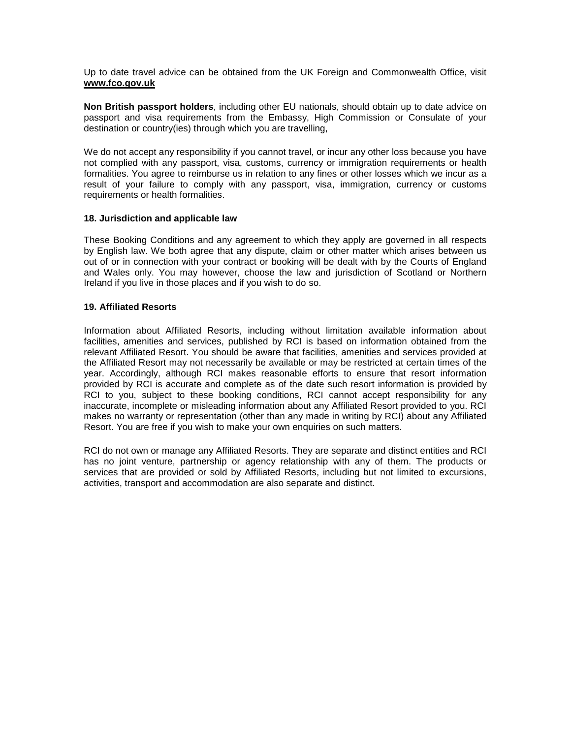Up to date travel advice can be obtained from the UK Foreign and Commonwealth Office, visit **www.fco.gov.uk**

**Non British passport holders**, including other EU nationals, should obtain up to date advice on passport and visa requirements from the Embassy, High Commission or Consulate of your destination or country(ies) through which you are travelling,

We do not accept any responsibility if you cannot travel, or incur any other loss because you have not complied with any passport, visa, customs, currency or immigration requirements or health formalities. You agree to reimburse us in relation to any fines or other losses which we incur as a result of your failure to comply with any passport, visa, immigration, currency or customs requirements or health formalities.

### 18. Jurisdiction and applicable law

These Booking Conditions and any agreement to which they apply are governed in all respects by English law. We both agree that any dispute, claim or other matter which arises between us out of or in connection with your contract or booking will be dealt with by the Courts of England and Wales only. You may however, choose the law and jurisdiction of Scotland or Northern Ireland if you live in those places and if you wish to do so.

### 19. Affiliated Resorts

Information about Affiliated Resorts, including without limitation available information about facilities, amenities and services, published by RCI is based on information obtained from the relevant Affiliated Resort. You should be aware that facilities, amenities and services provided at the Affiliated Resort may not necessarily be available or may be restricted at certain times of the year. Accordingly, although RCI makes reasonable efforts to ensure that resort information provided by RCI is accurate and complete as of the date such resort information is provided by RCI to you, subject to these booking conditions, RCI cannot accept responsibility for any inaccurate, incomplete or misleading information about any Affiliated Resort provided to you. RCI makes no warranty or representation (other than any made in writing by RCI) about any Affiliated Resort. You are free if you wish to make your own enquiries on such matters.

RCI do not own or manage any Affiliated Resorts. They are separate and distinct entities and RCI has no joint venture, partnership or agency relationship with any of them. The products or services that are provided or sold by Affiliated Resorts, including but not limited to excursions, activities, transport and accommodation are also separate and distinct.